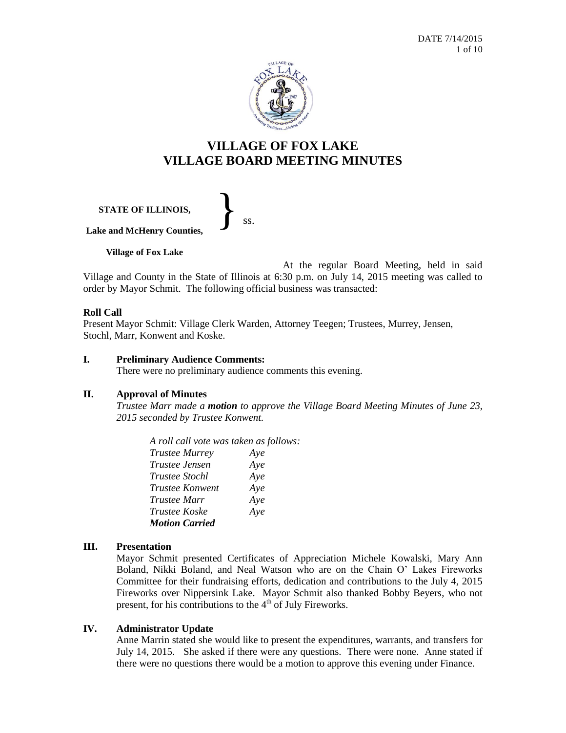# VILLAGE OF FOX LAKE
# VILLAGE BOARD MEETING MINUTES

**STATE OF ILLINOIS,**

**Lake and McHenry Counties,** } ss.

**Village of Fox Lake**

At the regular Board Meeting, held in said Village and County in the State of Illinois at 6:30 p.m. on July 14, 2015 meeting was called to order by Mayor Schmit. The following official business was transacted:

**Roll Call**

Present Mayor Schmit: Village Clerk Warden, Attorney Teegen; Trustees, Murrey, Jensen, Stochl, Marr, Konwent and Koske.

**I. Preliminary Audience Comments:**

There were no preliminary audience comments this evening.

**II. Approval of Minutes**

*Trustee Marr made a* ***motion*** *to approve the Village Board Meeting Minutes of June 23, 2015 seconded by Trustee Konwent.*

*A roll call vote was taken as follows:*

| | |
|---|---|
| *Trustee Murrey* | *Aye* |
| *Trustee Jensen* | *Aye* |
| *Trustee Stochl* | *Aye* |
| *Trustee Konwent* | *Aye* |
| *Trustee Marr* | *Aye* |
| *Trustee Koske* | *Aye* |
| ***Motion Carried*** | |

**III. Presentation**

Mayor Schmit presented Certificates of Appreciation Michele Kowalski, Mary Ann Boland, Nikki Boland, and Neal Watson who are on the Chain O' Lakes Fireworks Committee for their fundraising efforts, dedication and contributions to the July 4, 2015 Fireworks over Nippersink Lake. Mayor Schmit also thanked Bobby Beyers, who not present, for his contributions to the 4th of July Fireworks.

**IV. Administrator Update**

Anne Marrin stated she would like to present the expenditures, warrants, and transfers for July 14, 2015. She asked if there were any questions. There were none. Anne stated if there were no questions there would be a motion to approve this evening under Finance.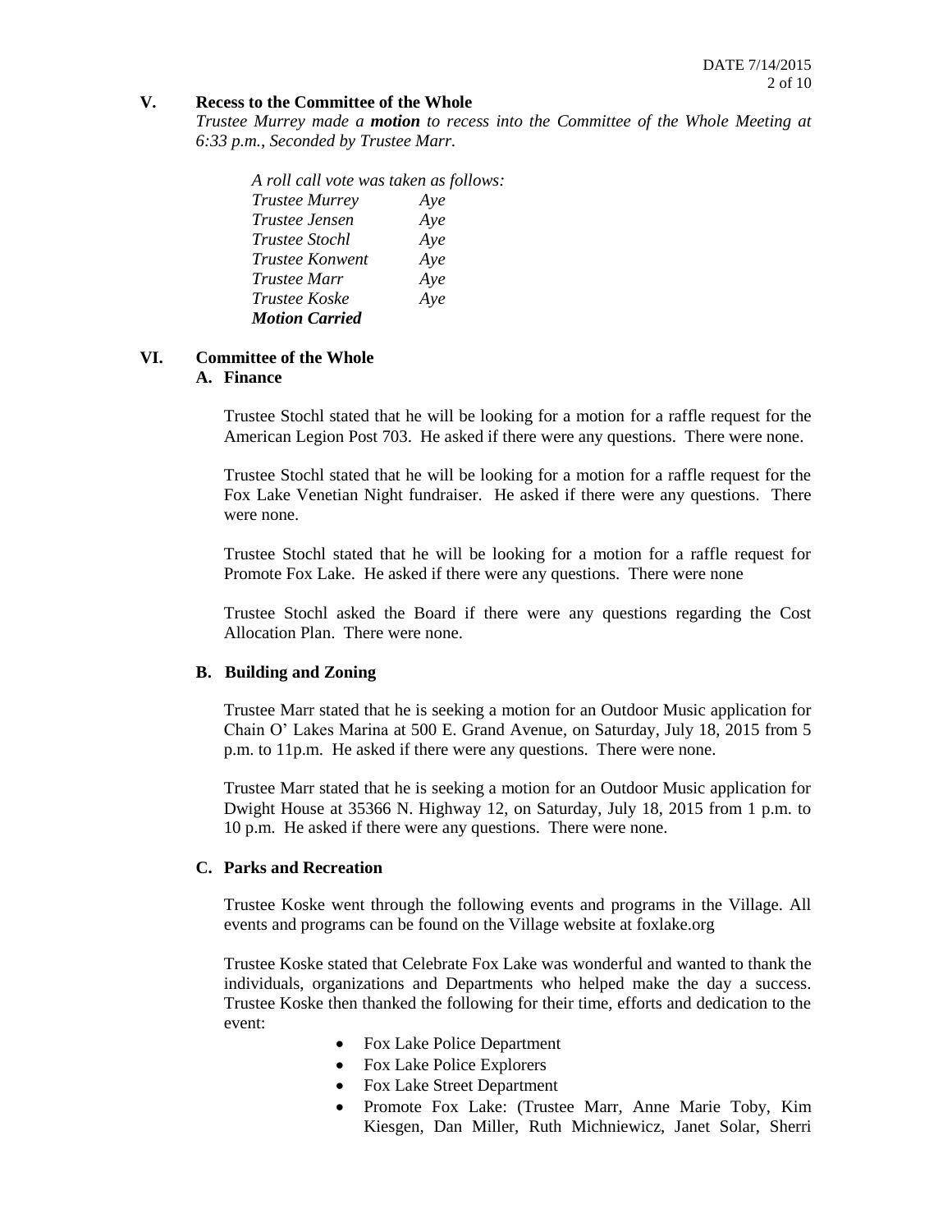## V. Recess to the Committee of the Whole

*Trustee Murrey made a* ***motion*** *to recess into the Committee of the Whole Meeting at 6:33 p.m., Seconded by Trustee Marr.*

*A roll call vote was taken as follows:*

| | |
|---|---|
| *Trustee Murrey* | *Aye* |
| *Trustee Jensen* | *Aye* |
| *Trustee Stochl* | *Aye* |
| *Trustee Konwent* | *Aye* |
| *Trustee Marr* | *Aye* |
| *Trustee Koske* | *Aye* |

***Motion Carried***

## VI. Committee of the Whole

### A. Finance

Trustee Stochl stated that he will be looking for a motion for a raffle request for the American Legion Post 703. He asked if there were any questions. There were none.

Trustee Stochl stated that he will be looking for a motion for a raffle request for the Fox Lake Venetian Night fundraiser. He asked if there were any questions. There were none.

Trustee Stochl stated that he will be looking for a motion for a raffle request for Promote Fox Lake. He asked if there were any questions. There were none

Trustee Stochl asked the Board if there were any questions regarding the Cost Allocation Plan. There were none.

### B. Building and Zoning

Trustee Marr stated that he is seeking a motion for an Outdoor Music application for Chain O' Lakes Marina at 500 E. Grand Avenue, on Saturday, July 18, 2015 from 5 p.m. to 11p.m. He asked if there were any questions. There were none.

Trustee Marr stated that he is seeking a motion for an Outdoor Music application for Dwight House at 35366 N. Highway 12, on Saturday, July 18, 2015 from 1 p.m. to 10 p.m. He asked if there were any questions. There were none.

### C. Parks and Recreation

Trustee Koske went through the following events and programs in the Village. All events and programs can be found on the Village website at foxlake.org

Trustee Koske stated that Celebrate Fox Lake was wonderful and wanted to thank the individuals, organizations and Departments who helped make the day a success. Trustee Koske then thanked the following for their time, efforts and dedication to the event:

- Fox Lake Police Department
- Fox Lake Police Explorers
- Fox Lake Street Department
- Promote Fox Lake: (Trustee Marr, Anne Marie Toby, Kim Kiesgen, Dan Miller, Ruth Michniewicz, Janet Solar, Sherri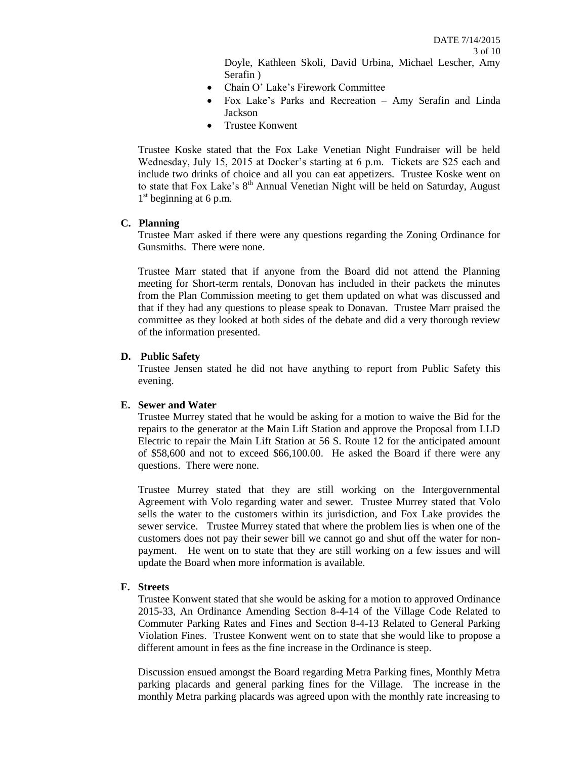Doyle, Kathleen Skoli, David Urbina, Michael Lescher, Amy Serafin )

- Chain O' Lake's Firework Committee
- Fox Lake's Parks and Recreation – Amy Serafin and Linda Jackson
- Trustee Konwent

Trustee Koske stated that the Fox Lake Venetian Night Fundraiser will be held Wednesday, July 15, 2015 at Docker's starting at 6 p.m. Tickets are $25 each and include two drinks of choice and all you can eat appetizers. Trustee Koske went on to state that Fox Lake's 8th Annual Venetian Night will be held on Saturday, August 1st beginning at 6 p.m.

**C. Planning**

Trustee Marr asked if there were any questions regarding the Zoning Ordinance for Gunsmiths. There were none.

Trustee Marr stated that if anyone from the Board did not attend the Planning meeting for Short-term rentals, Donovan has included in their packets the minutes from the Plan Commission meeting to get them updated on what was discussed and that if they had any questions to please speak to Donavan. Trustee Marr praised the committee as they looked at both sides of the debate and did a very thorough review of the information presented.

**D. Public Safety**

Trustee Jensen stated he did not have anything to report from Public Safety this evening.

**E. Sewer and Water**

Trustee Murrey stated that he would be asking for a motion to waive the Bid for the repairs to the generator at the Main Lift Station and approve the Proposal from LLD Electric to repair the Main Lift Station at 56 S. Route 12 for the anticipated amount of $58,600 and not to exceed $66,100.00. He asked the Board if there were any questions. There were none.

Trustee Murrey stated that they are still working on the Intergovernmental Agreement with Volo regarding water and sewer. Trustee Murrey stated that Volo sells the water to the customers within its jurisdiction, and Fox Lake provides the sewer service. Trustee Murrey stated that where the problem lies is when one of the customers does not pay their sewer bill we cannot go and shut off the water for non-payment. He went on to state that they are still working on a few issues and will update the Board when more information is available.

**F. Streets**

Trustee Konwent stated that she would be asking for a motion to approved Ordinance 2015-33, An Ordinance Amending Section 8-4-14 of the Village Code Related to Commuter Parking Rates and Fines and Section 8-4-13 Related to General Parking Violation Fines. Trustee Konwent went on to state that she would like to propose a different amount in fees as the fine increase in the Ordinance is steep.

Discussion ensued amongst the Board regarding Metra Parking fines, Monthly Metra parking placards and general parking fines for the Village. The increase in the monthly Metra parking placards was agreed upon with the monthly rate increasing to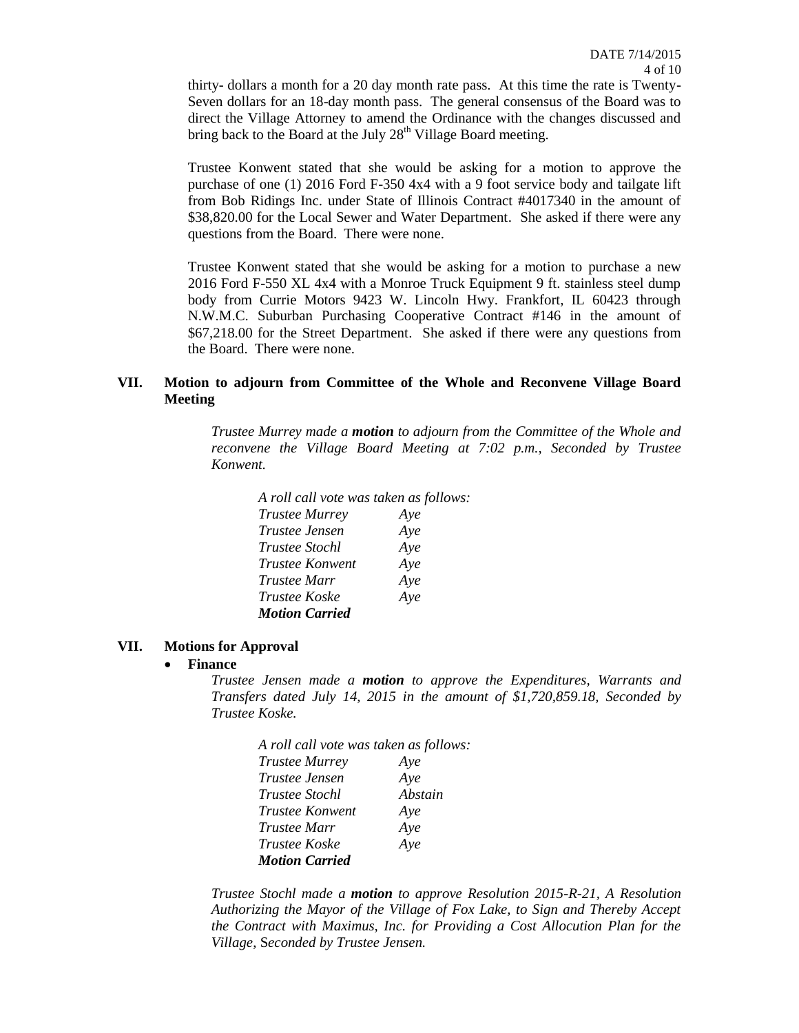thirty- dollars a month for a 20 day month rate pass. At this time the rate is Twenty-Seven dollars for an 18-day month pass. The general consensus of the Board was to direct the Village Attorney to amend the Ordinance with the changes discussed and bring back to the Board at the July 28th Village Board meeting.

Trustee Konwent stated that she would be asking for a motion to approve the purchase of one (1) 2016 Ford F-350 4x4 with a 9 foot service body and tailgate lift from Bob Ridings Inc. under State of Illinois Contract #4017340 in the amount of $38,820.00 for the Local Sewer and Water Department. She asked if there were any questions from the Board. There were none.

Trustee Konwent stated that she would be asking for a motion to purchase a new 2016 Ford F-550 XL 4x4 with a Monroe Truck Equipment 9 ft. stainless steel dump body from Currie Motors 9423 W. Lincoln Hwy. Frankfort, IL 60423 through N.W.M.C. Suburban Purchasing Cooperative Contract #146 in the amount of $67,218.00 for the Street Department. She asked if there were any questions from the Board. There were none.

## VII. Motion to adjourn from Committee of the Whole and Reconvene Village Board Meeting

*Trustee Murrey made a **motion** to adjourn from the Committee of the Whole and reconvene the Village Board Meeting at 7:02 p.m., Seconded by Trustee Konwent.*

*A roll call vote was taken as follows:*
*Trustee Murrey Aye*
*Trustee Jensen Aye*
*Trustee Stochl Aye*
*Trustee Konwent Aye*
*Trustee Marr Aye*
*Trustee Koske Aye*
***Motion Carried***

## VII. Motions for Approval

- **Finance**

*Trustee Jensen made a **motion** to approve the Expenditures, Warrants and Transfers dated July 14, 2015 in the amount of $1,720,859.18, Seconded by Trustee Koske.*

*A roll call vote was taken as follows:*
*Trustee Murrey Aye*
*Trustee Jensen Aye*
*Trustee Stochl Abstain*
*Trustee Konwent Aye*
*Trustee Marr Aye*
*Trustee Koske Aye*
***Motion Carried***

*Trustee Stochl made a **motion** to approve Resolution 2015-R-21, A Resolution Authorizing the Mayor of the Village of Fox Lake, to Sign and Thereby Accept the Contract with Maximus, Inc. for Providing a Cost Allocution Plan for the Village, Seconded by Trustee Jensen.*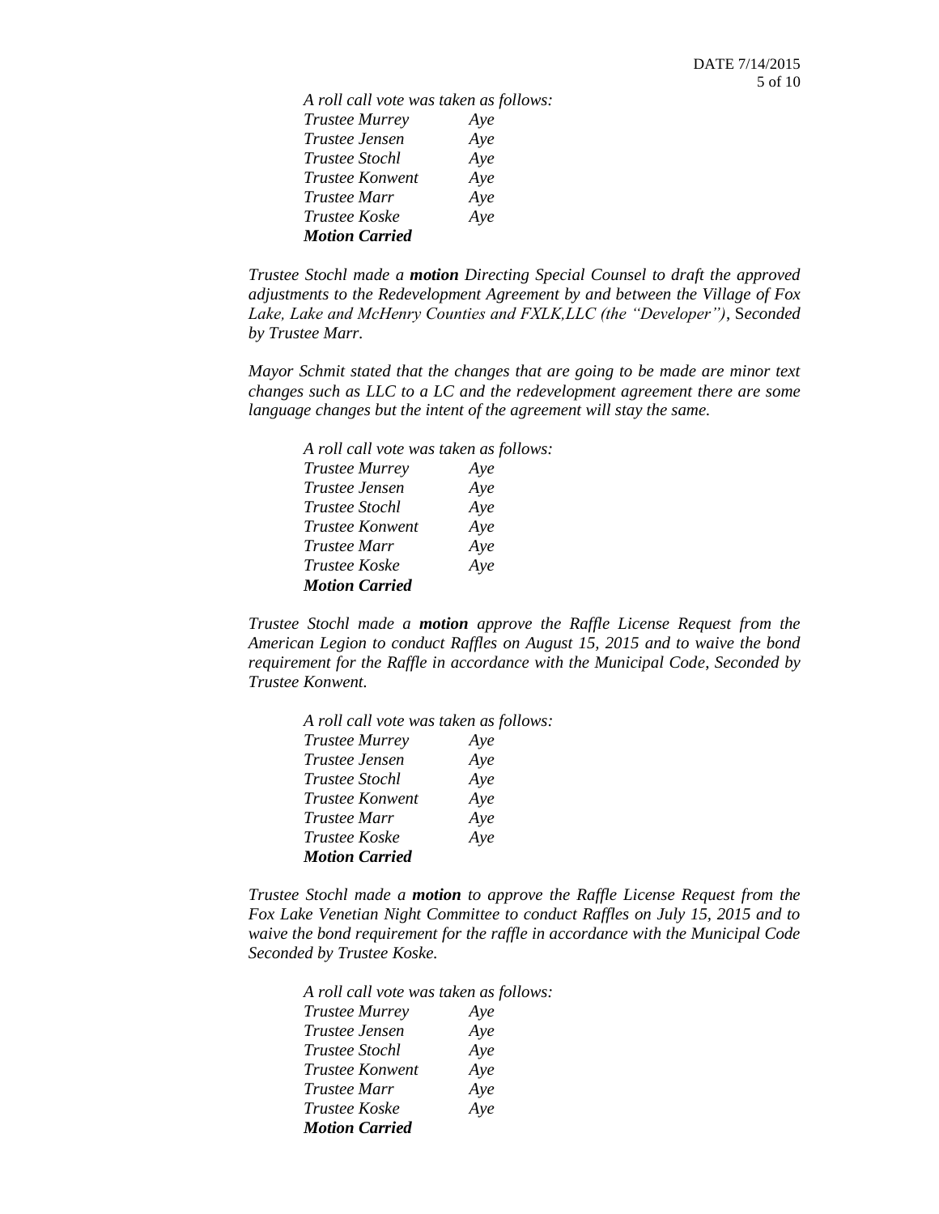*A roll call vote was taken as follows:*

| | |
|---|---|
| *Trustee Murrey* | *Aye* |
| *Trustee Jensen* | *Aye* |
| *Trustee Stochl* | *Aye* |
| *Trustee Konwent* | *Aye* |
| *Trustee Marr* | *Aye* |
| *Trustee Koske* | *Aye* |

***Motion Carried***

*Trustee Stochl made a **motion** Directing Special Counsel to draft the approved adjustments to the Redevelopment Agreement by and between the Village of Fox Lake, Lake and McHenry Counties and FXLK,LLC (the "Developer"), Seconded by Trustee Marr.*

*Mayor Schmit stated that the changes that are going to be made are minor text changes such as LLC to a LC and the redevelopment agreement there are some language changes but the intent of the agreement will stay the same.*

*A roll call vote was taken as follows:*

| | |
|---|---|
| *Trustee Murrey* | *Aye* |
| *Trustee Jensen* | *Aye* |
| *Trustee Stochl* | *Aye* |
| *Trustee Konwent* | *Aye* |
| *Trustee Marr* | *Aye* |
| *Trustee Koske* | *Aye* |

***Motion Carried***

*Trustee Stochl made a **motion** approve the Raffle License Request from the American Legion to conduct Raffles on August 15, 2015 and to waive the bond requirement for the Raffle in accordance with the Municipal Code, Seconded by Trustee Konwent.*

*A roll call vote was taken as follows:*

| | |
|---|---|
| *Trustee Murrey* | *Aye* |
| *Trustee Jensen* | *Aye* |
| *Trustee Stochl* | *Aye* |
| *Trustee Konwent* | *Aye* |
| *Trustee Marr* | *Aye* |
| *Trustee Koske* | *Aye* |

***Motion Carried***

*Trustee Stochl made a **motion** to approve the Raffle License Request from the Fox Lake Venetian Night Committee to conduct Raffles on July 15, 2015 and to waive the bond requirement for the raffle in accordance with the Municipal Code Seconded by Trustee Koske.*

*A roll call vote was taken as follows:*

| | |
|---|---|
| *Trustee Murrey* | *Aye* |
| *Trustee Jensen* | *Aye* |
| *Trustee Stochl* | *Aye* |
| *Trustee Konwent* | *Aye* |
| *Trustee Marr* | *Aye* |
| *Trustee Koske* | *Aye* |

***Motion Carried***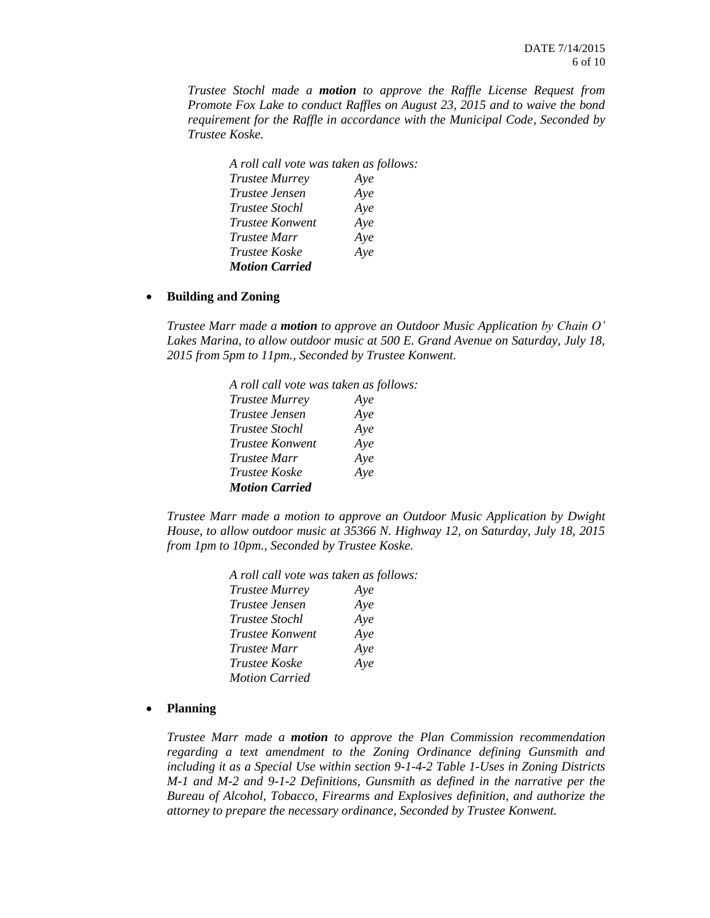*Trustee Stochl made a **motion** to approve the Raffle License Request from Promote Fox Lake to conduct Raffles on August 23, 2015 and to waive the bond requirement for the Raffle in accordance with the Municipal Code, Seconded by Trustee Koske.*

*A roll call vote was taken as follows:*

| | |
|---|---|
| *Trustee Murrey* | *Aye* |
| *Trustee Jensen* | *Aye* |
| *Trustee Stochl* | *Aye* |
| *Trustee Konwent* | *Aye* |
| *Trustee Marr* | *Aye* |
| *Trustee Koske* | *Aye* |

***Motion Carried***

- **Building and Zoning**

*Trustee Marr made a **motion** to approve an Outdoor Music Application by Chain O' Lakes Marina, to allow outdoor music at 500 E. Grand Avenue on Saturday, July 18, 2015 from 5pm to 11pm., Seconded by Trustee Konwent.*

*A roll call vote was taken as follows:*

| | |
|---|---|
| *Trustee Murrey* | *Aye* |
| *Trustee Jensen* | *Aye* |
| *Trustee Stochl* | *Aye* |
| *Trustee Konwent* | *Aye* |
| *Trustee Marr* | *Aye* |
| *Trustee Koske* | *Aye* |

***Motion Carried***

*Trustee Marr made a motion to approve an Outdoor Music Application by Dwight House, to allow outdoor music at 35366 N. Highway 12, on Saturday, July 18, 2015 from 1pm to 10pm., Seconded by Trustee Koske.*

*A roll call vote was taken as follows:*

| | |
|---|---|
| *Trustee Murrey* | *Aye* |
| *Trustee Jensen* | *Aye* |
| *Trustee Stochl* | *Aye* |
| *Trustee Konwent* | *Aye* |
| *Trustee Marr* | *Aye* |
| *Trustee Koske* | *Aye* |

*Motion Carried*

- **Planning**

*Trustee Marr made a **motion** to approve the Plan Commission recommendation regarding a text amendment to the Zoning Ordinance defining Gunsmith and including it as a Special Use within section 9-1-4-2 Table 1-Uses in Zoning Districts M-1 and M-2 and 9-1-2 Definitions, Gunsmith as defined in the narrative per the Bureau of Alcohol, Tobacco, Firearms and Explosives definition, and authorize the attorney to prepare the necessary ordinance, Seconded by Trustee Konwent.*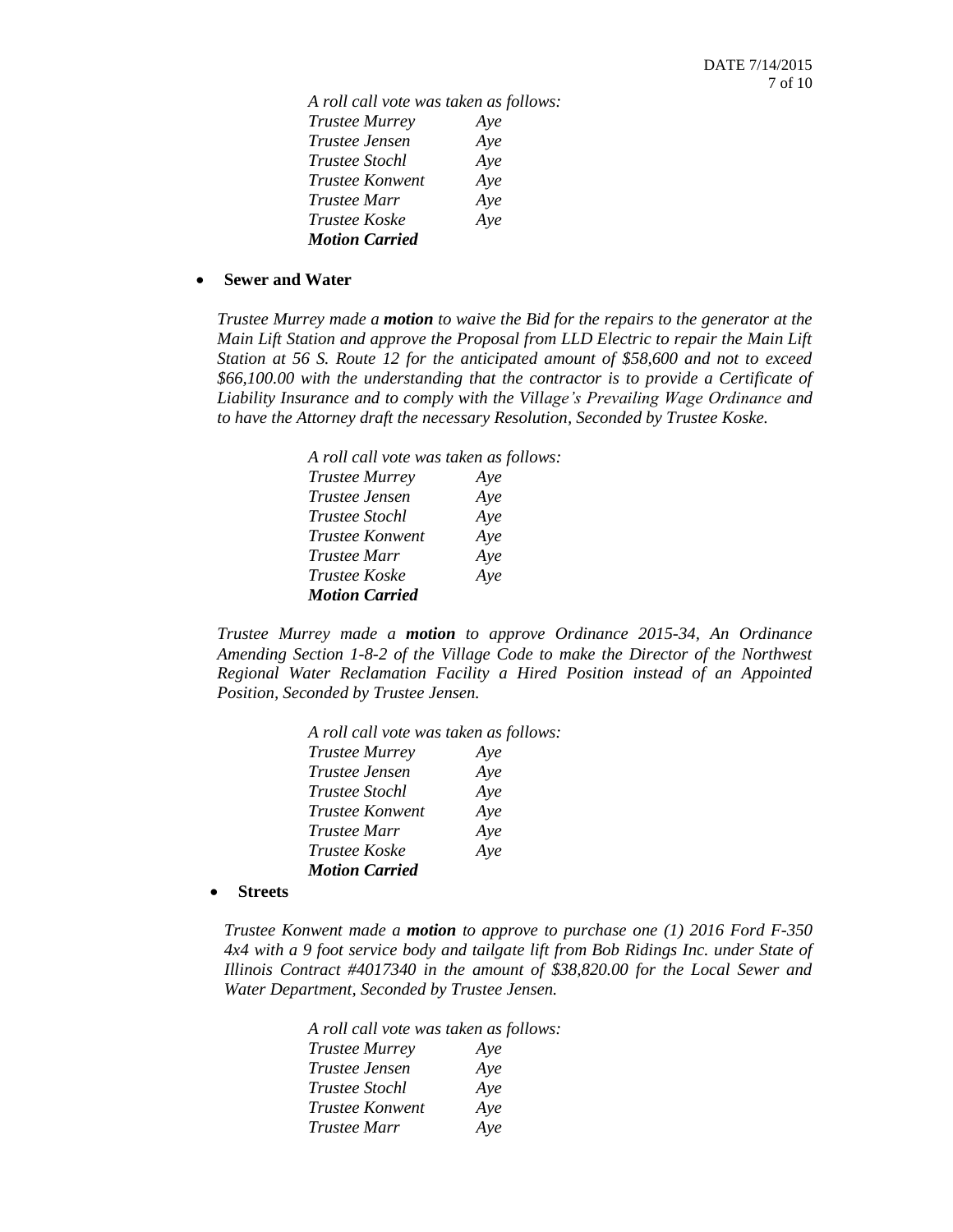*A roll call vote was taken as follows:*

| | |
|---|---|
| *Trustee Murrey* | *Aye* |
| *Trustee Jensen* | *Aye* |
| *Trustee Stochl* | *Aye* |
| *Trustee Konwent* | *Aye* |
| *Trustee Marr* | *Aye* |
| *Trustee Koske* | *Aye* |

***Motion Carried***

- **Sewer and Water**

*Trustee Murrey made a **motion** to waive the Bid for the repairs to the generator at the Main Lift Station and approve the Proposal from LLD Electric to repair the Main Lift Station at 56 S. Route 12 for the anticipated amount of $58,600 and not to exceed $66,100.00 with the understanding that the contractor is to provide a Certificate of Liability Insurance and to comply with the Village's Prevailing Wage Ordinance and to have the Attorney draft the necessary Resolution, Seconded by Trustee Koske.*

*A roll call vote was taken as follows:*

| | |
|---|---|
| *Trustee Murrey* | *Aye* |
| *Trustee Jensen* | *Aye* |
| *Trustee Stochl* | *Aye* |
| *Trustee Konwent* | *Aye* |
| *Trustee Marr* | *Aye* |
| *Trustee Koske* | *Aye* |

***Motion Carried***

*Trustee Murrey made a **motion** to approve Ordinance 2015-34, An Ordinance Amending Section 1-8-2 of the Village Code to make the Director of the Northwest Regional Water Reclamation Facility a Hired Position instead of an Appointed Position, Seconded by Trustee Jensen.*

*A roll call vote was taken as follows:*

| | |
|---|---|
| *Trustee Murrey* | *Aye* |
| *Trustee Jensen* | *Aye* |
| *Trustee Stochl* | *Aye* |
| *Trustee Konwent* | *Aye* |
| *Trustee Marr* | *Aye* |
| *Trustee Koske* | *Aye* |

***Motion Carried***

- **Streets**

*Trustee Konwent made a **motion** to approve to purchase one (1) 2016 Ford F-350 4x4 with a 9 foot service body and tailgate lift from Bob Ridings Inc. under State of Illinois Contract #4017340 in the amount of $38,820.00 for the Local Sewer and Water Department, Seconded by Trustee Jensen.*

*A roll call vote was taken as follows:*

| | |
|---|---|
| *Trustee Murrey* | *Aye* |
| *Trustee Jensen* | *Aye* |
| *Trustee Stochl* | *Aye* |
| *Trustee Konwent* | *Aye* |
| *Trustee Marr* | *Aye* |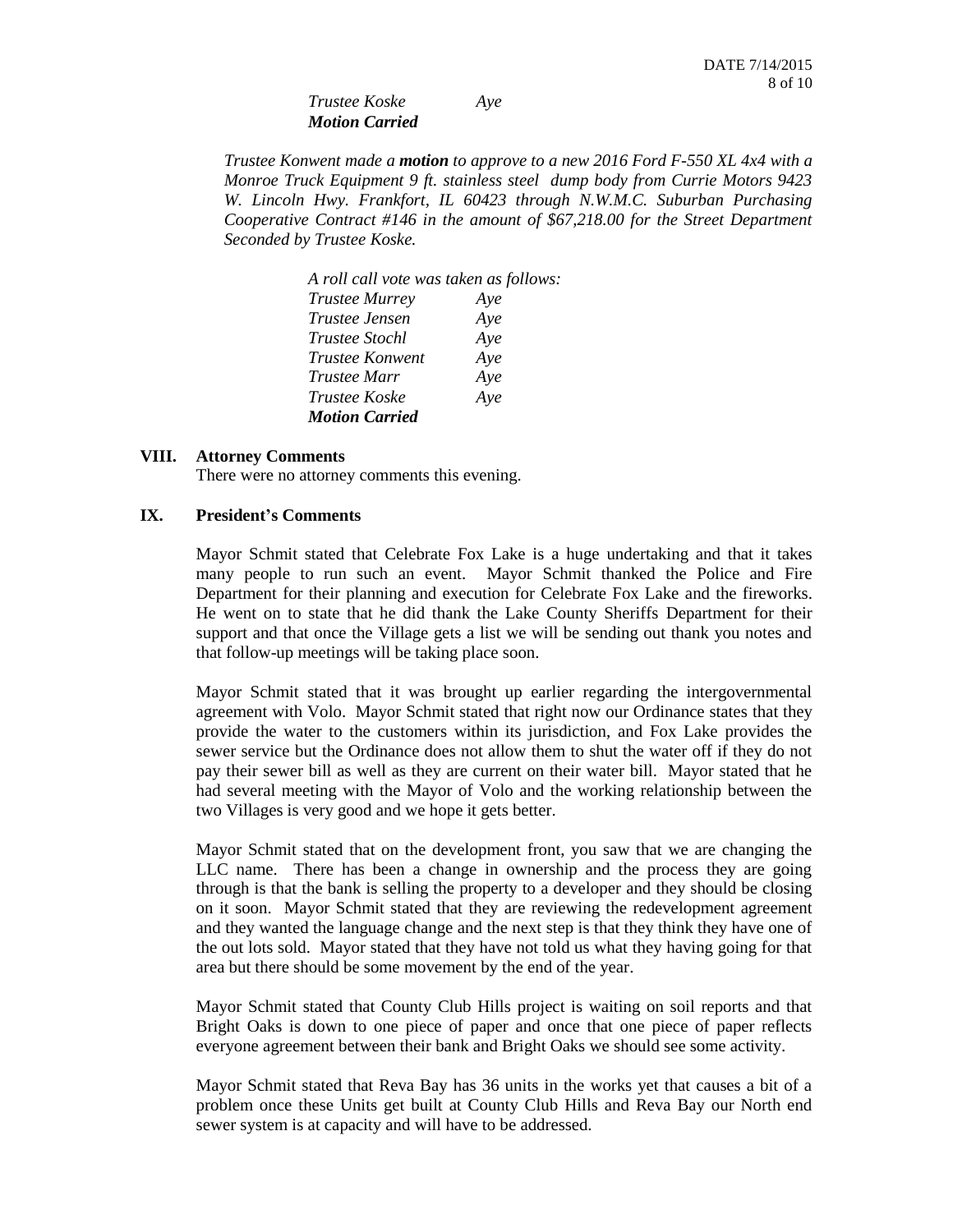*Trustee Koske Aye*
***Motion Carried***

*Trustee Konwent made a **motion** to approve to a new 2016 Ford F-550 XL 4x4 with a Monroe Truck Equipment 9 ft. stainless steel dump body from Currie Motors 9423 W. Lincoln Hwy. Frankfort, IL 60423 through N.W.M.C. Suburban Purchasing Cooperative Contract #146 in the amount of $67,218.00 for the Street Department Seconded by Trustee Koske.*

*A roll call vote was taken as follows:*
*Trustee Murrey Aye*
*Trustee Jensen Aye*
*Trustee Stochl Aye*
*Trustee Konwent Aye*
*Trustee Marr Aye*
*Trustee Koske Aye*
***Motion Carried***

## VIII. Attorney Comments

There were no attorney comments this evening.

## IX. President's Comments

Mayor Schmit stated that Celebrate Fox Lake is a huge undertaking and that it takes many people to run such an event. Mayor Schmit thanked the Police and Fire Department for their planning and execution for Celebrate Fox Lake and the fireworks. He went on to state that he did thank the Lake County Sheriffs Department for their support and that once the Village gets a list we will be sending out thank you notes and that follow-up meetings will be taking place soon.

Mayor Schmit stated that it was brought up earlier regarding the intergovernmental agreement with Volo. Mayor Schmit stated that right now our Ordinance states that they provide the water to the customers within its jurisdiction, and Fox Lake provides the sewer service but the Ordinance does not allow them to shut the water off if they do not pay their sewer bill as well as they are current on their water bill. Mayor stated that he had several meeting with the Mayor of Volo and the working relationship between the two Villages is very good and we hope it gets better.

Mayor Schmit stated that on the development front, you saw that we are changing the LLC name. There has been a change in ownership and the process they are going through is that the bank is selling the property to a developer and they should be closing on it soon. Mayor Schmit stated that they are reviewing the redevelopment agreement and they wanted the language change and the next step is that they think they have one of the out lots sold. Mayor stated that they have not told us what they having going for that area but there should be some movement by the end of the year.

Mayor Schmit stated that County Club Hills project is waiting on soil reports and that Bright Oaks is down to one piece of paper and once that one piece of paper reflects everyone agreement between their bank and Bright Oaks we should see some activity.

Mayor Schmit stated that Reva Bay has 36 units in the works yet that causes a bit of a problem once these Units get built at County Club Hills and Reva Bay our North end sewer system is at capacity and will have to be addressed.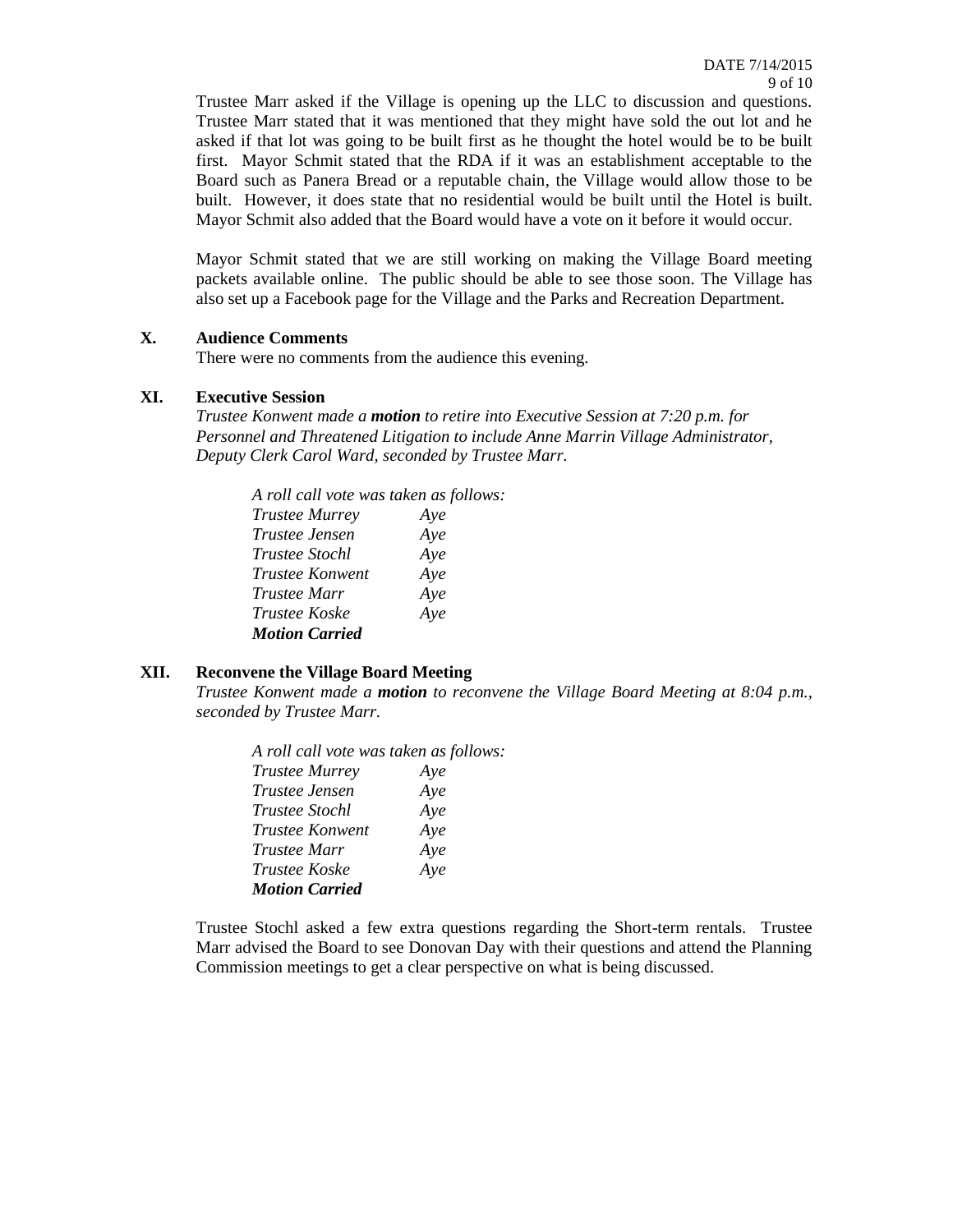Trustee Marr asked if the Village is opening up the LLC to discussion and questions. Trustee Marr stated that it was mentioned that they might have sold the out lot and he asked if that lot was going to be built first as he thought the hotel would be to be built first. Mayor Schmit stated that the RDA if it was an establishment acceptable to the Board such as Panera Bread or a reputable chain, the Village would allow those to be built. However, it does state that no residential would be built until the Hotel is built. Mayor Schmit also added that the Board would have a vote on it before it would occur.

Mayor Schmit stated that we are still working on making the Village Board meeting packets available online. The public should be able to see those soon. The Village has also set up a Facebook page for the Village and the Parks and Recreation Department.

## X. Audience Comments

There were no comments from the audience this evening.

## XI. Executive Session

*Trustee Konwent made a **motion** to retire into Executive Session at 7:20 p.m. for Personnel and Threatened Litigation to include Anne Marrin Village Administrator, Deputy Clerk Carol Ward, seconded by Trustee Marr.*

*A roll call vote was taken as follows:*

| | |
|---|---|
| *Trustee Murrey* | *Aye* |
| *Trustee Jensen* | *Aye* |
| *Trustee Stochl* | *Aye* |
| *Trustee Konwent* | *Aye* |
| *Trustee Marr* | *Aye* |
| *Trustee Koske* | *Aye* |
| ***Motion Carried*** | |

## XII. Reconvene the Village Board Meeting

*Trustee Konwent made a **motion** to reconvene the Village Board Meeting at 8:04 p.m., seconded by Trustee Marr.*

*A roll call vote was taken as follows:*

| | |
|---|---|
| *Trustee Murrey* | *Aye* |
| *Trustee Jensen* | *Aye* |
| *Trustee Stochl* | *Aye* |
| *Trustee Konwent* | *Aye* |
| *Trustee Marr* | *Aye* |
| *Trustee Koske* | *Aye* |
| ***Motion Carried*** | |

Trustee Stochl asked a few extra questions regarding the Short-term rentals. Trustee Marr advised the Board to see Donovan Day with their questions and attend the Planning Commission meetings to get a clear perspective on what is being discussed.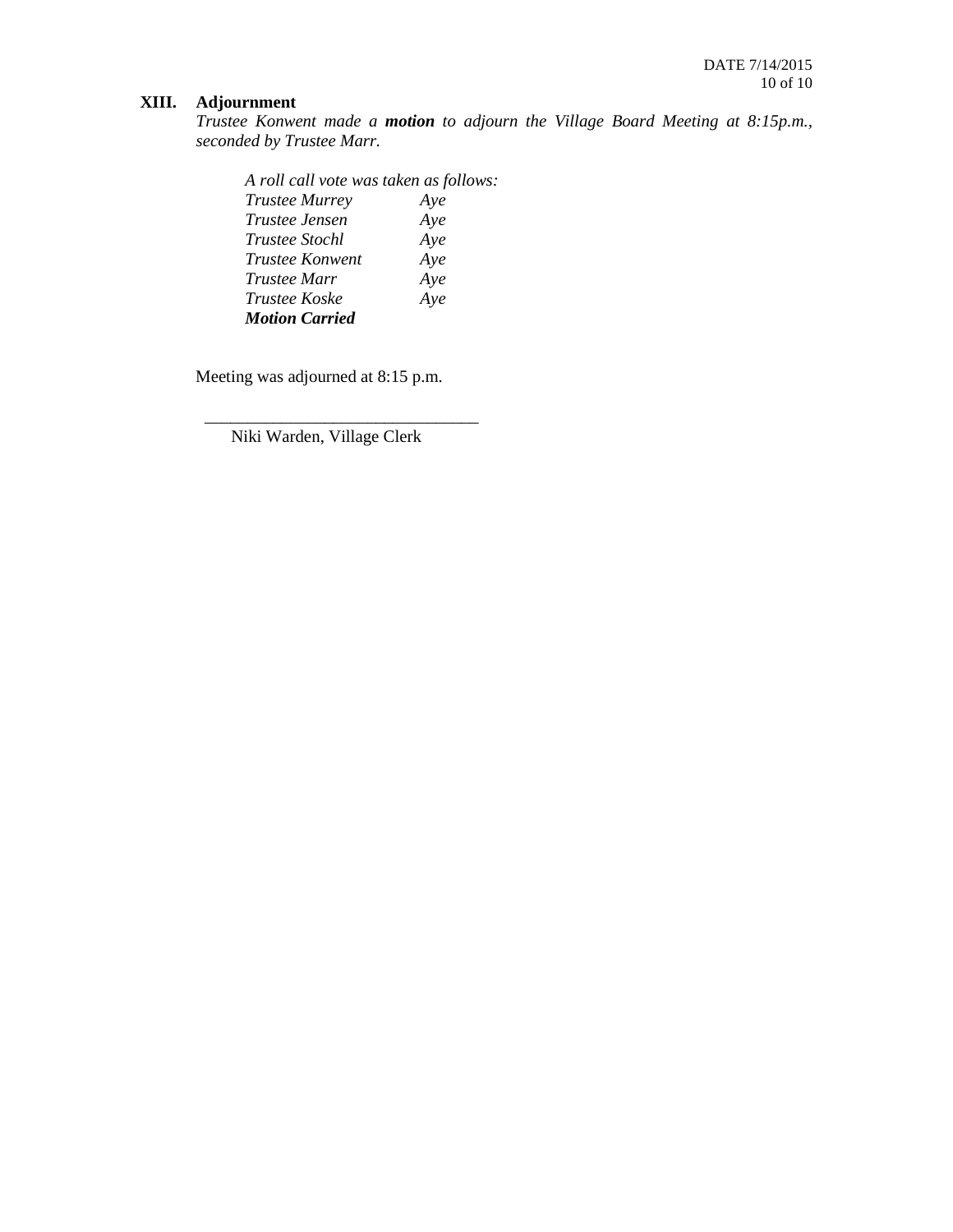## XIII. Adjournment

*Trustee Konwent made a* ***motion*** *to adjourn the Village Board Meeting at 8:15p.m., seconded by Trustee Marr.*

*A roll call vote was taken as follows:*

| | |
|---|---|
| *Trustee Murrey* | *Aye* |
| *Trustee Jensen* | *Aye* |
| *Trustee Stochl* | *Aye* |
| *Trustee Konwent* | *Aye* |
| *Trustee Marr* | *Aye* |
| *Trustee Koske* | *Aye* |

***Motion Carried***

Meeting was adjourned at 8:15 p.m.

\_\_\_\_\_\_\_\_\_\_\_\_\_\_\_\_\_\_\_\_\_\_\_\_\_\_\_\_\_\_\_\_

Niki Warden, Village Clerk